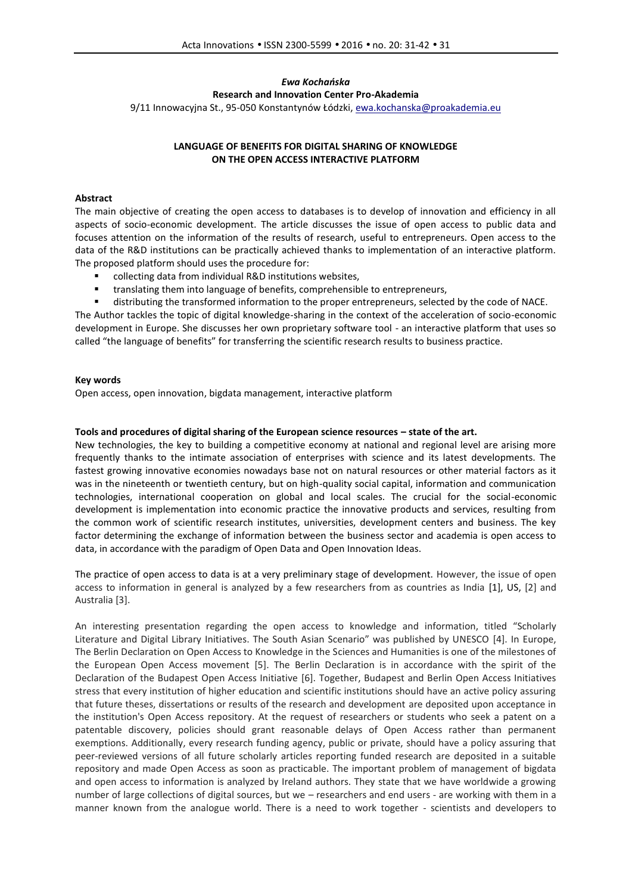*Ewa Kochańska*

**Research and Innovation Center Pro-Akademia**

9/11 Innowacyjna St., 95-050 Konstantynów Łódzki, ewa.kochanska@proakademia.eu

# LANGUAGE OF BENEFITS FOR DIGITAL SHARING OF KNOWLEDGE ON THE OPEN ACCESS INTERACTIVE PLATFORM

## Abstract

The main objective of creating the open access to databases is to develop of innovation and efficiency in all aspects of socio-economic development. The article discusses the issue of open access to public data and focuses attention on the information of the results of research, useful to entrepreneurs. Open access to the data of the R&D institutions can be practically achieved thanks to implementation of an interactive platform. The proposed platform should uses the procedure for:

- collecting data from individual R&D institutions websites,
- translating them into language of benefits, comprehensible to entrepreneurs,
- distributing the transformed information to the proper entrepreneurs, selected by the code of NACE.

The Author tackles the topic of digital knowledge-sharing in the context of the acceleration of socio-economic development in Europe. She discusses her own proprietary software tool - an interactive platform that uses so called "the language of benefits" for transferring the scientific research results to business practice.

## Key words

Open access, open innovation, bigdata management, interactive platform

## Tools and procedures of digital sharing of the European science resources – state of the art.

New technologies, the key to building a competitive economy at national and regional level are arising more frequently thanks to the intimate association of enterprises with science and its latest developments. The fastest growing innovative economies nowadays base not on natural resources or other material factors as it was in the nineteenth or twentieth century, but on high-quality social capital, information and communication technologies, international cooperation on global and local scales. The crucial for the social-economic development is implementation into economic practice the innovative products and services, resulting from the common work of scientific research institutes, universities, development centers and business. The key factor determining the exchange of information between the business sector and academia is open access to data, in accordance with the paradigm of Open Data and Open Innovation Ideas.

The practice of open access to data is at a very preliminary stage of development. However, the issue of open access to information in general is analyzed by a few researchers from as countries as India [1], US, [2] and Australia [3].

An interesting presentation regarding the open access to knowledge and information, titled "Scholarly Literature and Digital Library Initiatives. The South Asian Scenario" was published by UNESCO [4]. In Europe, The Berlin Declaration on Open Access to Knowledge in the Sciences and Humanities is one of the milestones of the European Open Access movement [5]. The Berlin Declaration is in accordance with the spirit of the Declaration of the Budapest Open Access Initiative [6]. Together, Budapest and Berlin Open Access Initiatives stress that every institution of higher education and scientific institutions should have an active policy assuring that future theses, dissertations or results of the research and development are deposited upon acceptance in the institution's Open Access repository. At the request of researchers or students who seek a patent on a patentable discovery, policies should grant reasonable delays of Open Access rather than permanent exemptions. Additionally, every research funding agency, public or private, should have a policy assuring that peer-reviewed versions of all future scholarly articles reporting funded research are deposited in a suitable repository and made Open Access as soon as practicable. The important problem of management of bigdata and open access to information is analyzed by Ireland authors. They state that we have worldwide a growing number of large collections of digital sources, but we – researchers and end users - are working with them in a manner known from the analogue world. There is a need to work together - scientists and developers to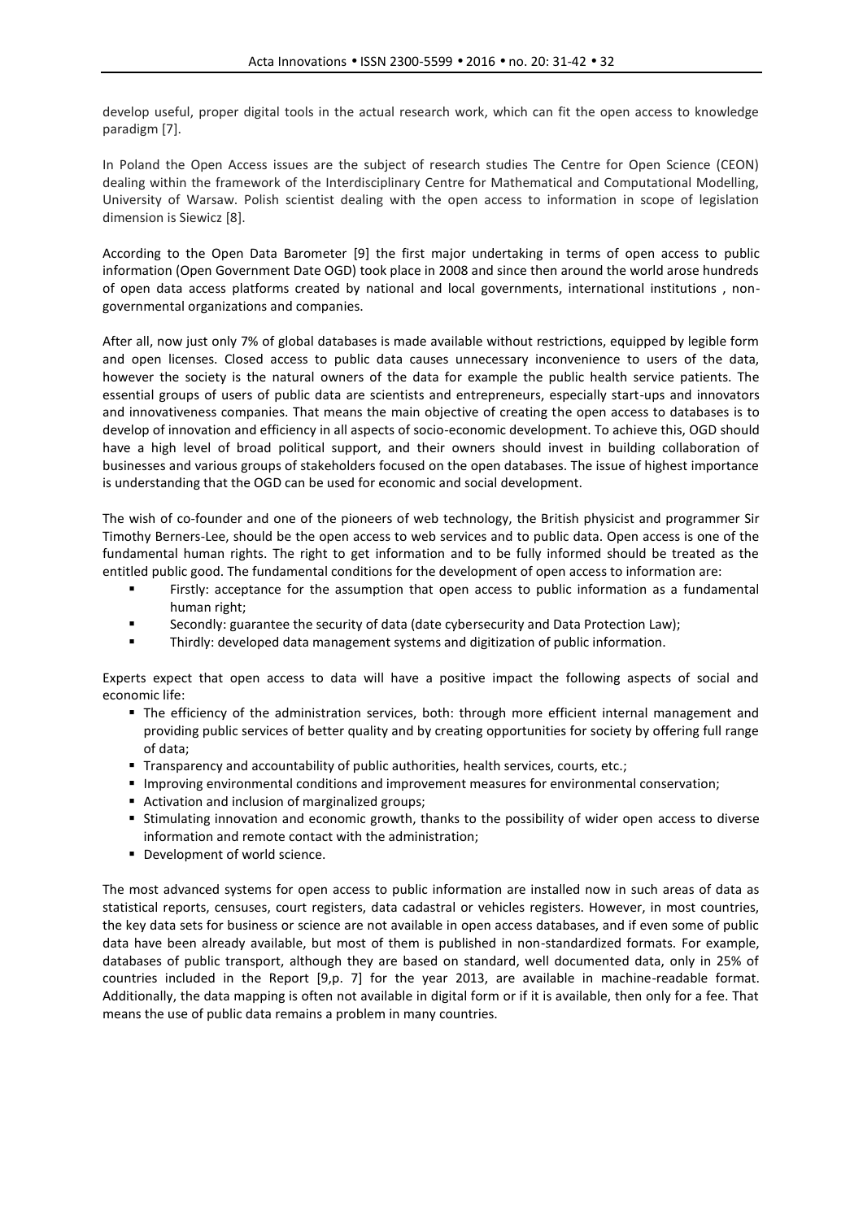develop useful, proper digital tools in the actual research work, which can fit the open access to knowledge paradigm [7].

In Poland the Open Access issues are the subject of research studies The Centre for Open Science (CEON) dealing within the framework of the Interdisciplinary Centre for Mathematical and Computational Modelling, University of Warsaw. Polish scientist dealing with the open access to information in scope of legislation dimension is Siewicz [8].

According to the Open Data Barometer [9] the first major undertaking in terms of open access to public information (Open Government Date OGD) took place in 2008 and since then around the world arose hundreds of open data access platforms created by national and local governments, international institutions , non-governmental organizations and companies.

After all, now just only 7% of global databases is made available without restrictions, equipped by legible form and open licenses. Closed access to public data causes unnecessary inconvenience to users of the data, however the society is the natural owners of the data for example the public health service patients. The essential groups of users of public data are scientists and entrepreneurs, especially start-ups and innovators and innovativeness companies. That means the main objective of creating the open access to databases is to develop of innovation and efficiency in all aspects of socio-economic development. To achieve this, OGD should have a high level of broad political support, and their owners should invest in building collaboration of businesses and various groups of stakeholders focused on the open databases. The issue of highest importance is understanding that the OGD can be used for economic and social development.

The wish of co-founder and one of the pioneers of web technology, the British physicist and programmer Sir Timothy Berners-Lee, should be the open access to web services and to public data. Open access is one of the fundamental human rights. The right to get information and to be fully informed should be treated as the entitled public good. The fundamental conditions for the development of open access to information are:

- Firstly: acceptance for the assumption that open access to public information as a fundamental human right;
- Secondly: guarantee the security of data (date cybersecurity and Data Protection Law);
- Thirdly: developed data management systems and digitization of public information.

Experts expect that open access to data will have a positive impact the following aspects of social and economic life:

- The efficiency of the administration services, both: through more efficient internal management and providing public services of better quality and by creating opportunities for society by offering full range of data;
- Transparency and accountability of public authorities, health services, courts, etc.;
- Improving environmental conditions and improvement measures for environmental conservation;
- Activation and inclusion of marginalized groups;
- Stimulating innovation and economic growth, thanks to the possibility of wider open access to diverse information and remote contact with the administration;
- Development of world science.

The most advanced systems for open access to public information are installed now in such areas of data as statistical reports, censuses, court registers, data cadastral or vehicles registers. However, in most countries, the key data sets for business or science are not available in open access databases, and if even some of public data have been already available, but most of them is published in non-standardized formats. For example, databases of public transport, although they are based on standard, well documented data, only in 25% of countries included in the Report [9,p. 7] for the year 2013, are available in machine-readable format. Additionally, the data mapping is often not available in digital form or if it is available, then only for a fee. That means the use of public data remains a problem in many countries.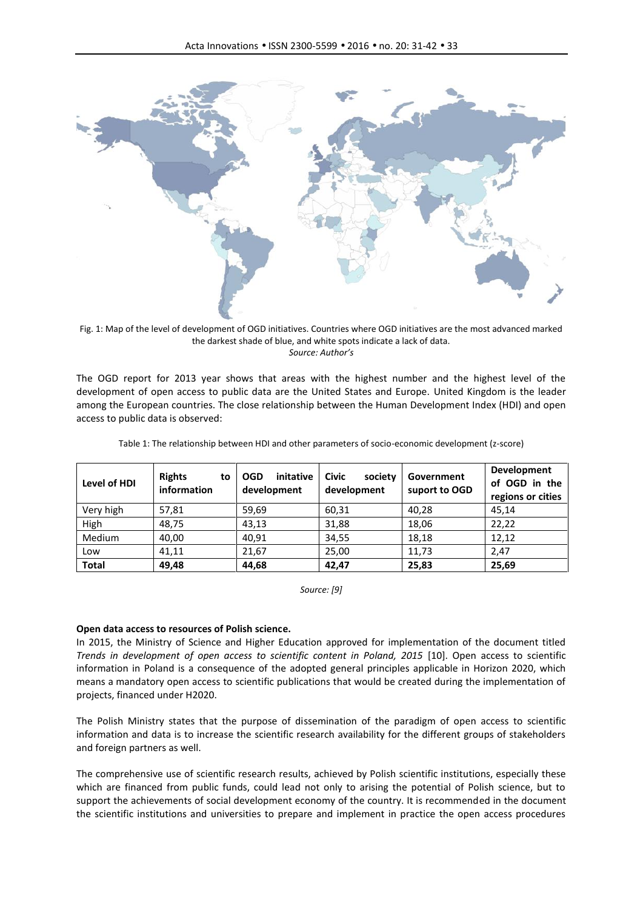Fig. 1: Map of the level of development of OGD initiatives. Countries where OGD initiatives are the most advanced marked the darkest shade of blue, and white spots indicate a lack of data.
*Source: Author's*

The OGD report for 2013 year shows that areas with the highest number and the highest level of the development of open access to public data are the United States and Europe. United Kingdom is the leader among the European countries. The close relationship between the Human Development Index (HDI) and open access to public data is observed:

Table 1: The relationship between HDI and other parameters of socio-economic development (z-score)

| Level of HDI | Rights to information | OGD initative development | Civic society development | Government suport to OGD | Development of OGD in the regions or cities |
|---|---|---|---|---|---|
| Very high | 57,81 | 59,69 | 60,31 | 40,28 | 45,14 |
| High | 48,75 | 43,13 | 31,88 | 18,06 | 22,22 |
| Medium | 40,00 | 40,91 | 34,55 | 18,18 | 12,12 |
| Low | 41,11 | 21,67 | 25,00 | 11,73 | 2,47 |
| **Total** | **49,48** | **44,68** | **42,47** | **25,83** | **25,69** |

*Source: [9]*

**Open data access to resources of Polish science.**

In 2015, the Ministry of Science and Higher Education approved for implementation of the document titled *Trends in development of open access to scientific content in Poland, 2015* [10]. Open access to scientific information in Poland is a consequence of the adopted general principles applicable in Horizon 2020, which means a mandatory open access to scientific publications that would be created during the implementation of projects, financed under H2020.

The Polish Ministry states that the purpose of dissemination of the paradigm of open access to scientific information and data is to increase the scientific research availability for the different groups of stakeholders and foreign partners as well.

The comprehensive use of scientific research results, achieved by Polish scientific institutions, especially these which are financed from public funds, could lead not only to arising the potential of Polish science, but to support the achievements of social development economy of the country. It is recommended in the document the scientific institutions and universities to prepare and implement in practice the open access procedures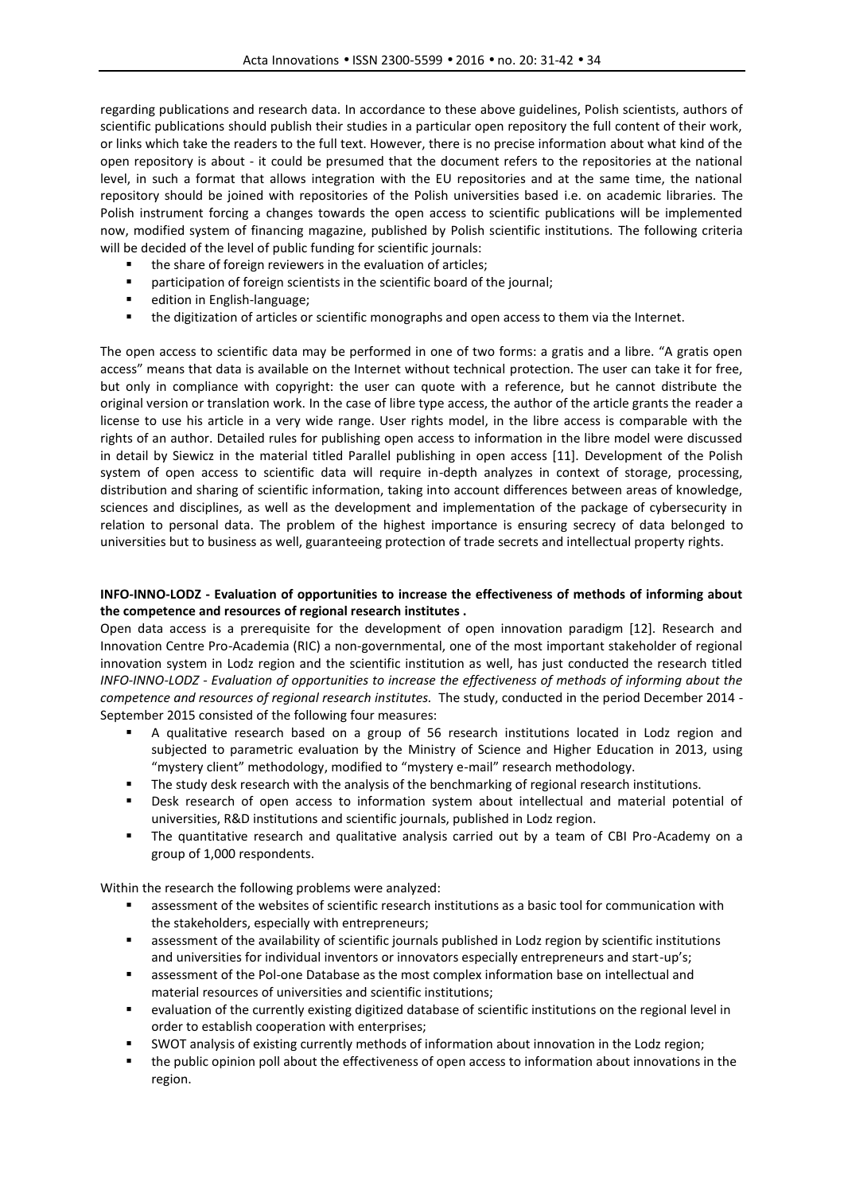regarding publications and research data. In accordance to these above guidelines, Polish scientists, authors of scientific publications should publish their studies in a particular open repository the full content of their work, or links which take the readers to the full text. However, there is no precise information about what kind of the open repository is about - it could be presumed that the document refers to the repositories at the national level, in such a format that allows integration with the EU repositories and at the same time, the national repository should be joined with repositories of the Polish universities based i.e. on academic libraries. The Polish instrument forcing a changes towards the open access to scientific publications will be implemented now, modified system of financing magazine, published by Polish scientific institutions. The following criteria will be decided of the level of public funding for scientific journals:

- the share of foreign reviewers in the evaluation of articles;
- participation of foreign scientists in the scientific board of the journal;
- edition in English-language;
- the digitization of articles or scientific monographs and open access to them via the Internet.

The open access to scientific data may be performed in one of two forms: a gratis and a libre. "A gratis open access" means that data is available on the Internet without technical protection. The user can take it for free, but only in compliance with copyright: the user can quote with a reference, but he cannot distribute the original version or translation work. In the case of libre type access, the author of the article grants the reader a license to use his article in a very wide range. User rights model, in the libre access is comparable with the rights of an author. Detailed rules for publishing open access to information in the libre model were discussed in detail by Siewicz in the material titled Parallel publishing in open access [11]. Development of the Polish system of open access to scientific data will require in-depth analyzes in context of storage, processing, distribution and sharing of scientific information, taking into account differences between areas of knowledge, sciences and disciplines, as well as the development and implementation of the package of cybersecurity in relation to personal data. The problem of the highest importance is ensuring secrecy of data belonged to universities but to business as well, guaranteeing protection of trade secrets and intellectual property rights.

**INFO-INNO-LODZ - Evaluation of opportunities to increase the effectiveness of methods of informing about the competence and resources of regional research institutes .**

Open data access is a prerequisite for the development of open innovation paradigm [12]. Research and Innovation Centre Pro-Academia (RIC) a non-governmental, one of the most important stakeholder of regional innovation system in Lodz region and the scientific institution as well, has just conducted the research titled *INFO-INNO-LODZ - Evaluation of opportunities to increase the effectiveness of methods of informing about the competence and resources of regional research institutes.* The study, conducted in the period December 2014 - September 2015 consisted of the following four measures:

- A qualitative research based on a group of 56 research institutions located in Lodz region and subjected to parametric evaluation by the Ministry of Science and Higher Education in 2013, using "mystery client" methodology, modified to "mystery e-mail" research methodology.
- The study desk research with the analysis of the benchmarking of regional research institutions.
- Desk research of open access to information system about intellectual and material potential of universities, R&D institutions and scientific journals, published in Lodz region.
- The quantitative research and qualitative analysis carried out by a team of CBI Pro-Academy on a group of 1,000 respondents.

Within the research the following problems were analyzed:

- assessment of the websites of scientific research institutions as a basic tool for communication with the stakeholders, especially with entrepreneurs;
- assessment of the availability of scientific journals published in Lodz region by scientific institutions and universities for individual inventors or innovators especially entrepreneurs and start-up's;
- assessment of the Pol-one Database as the most complex information base on intellectual and material resources of universities and scientific institutions;
- evaluation of the currently existing digitized database of scientific institutions on the regional level in order to establish cooperation with enterprises;
- SWOT analysis of existing currently methods of information about innovation in the Lodz region;
- the public opinion poll about the effectiveness of open access to information about innovations in the region.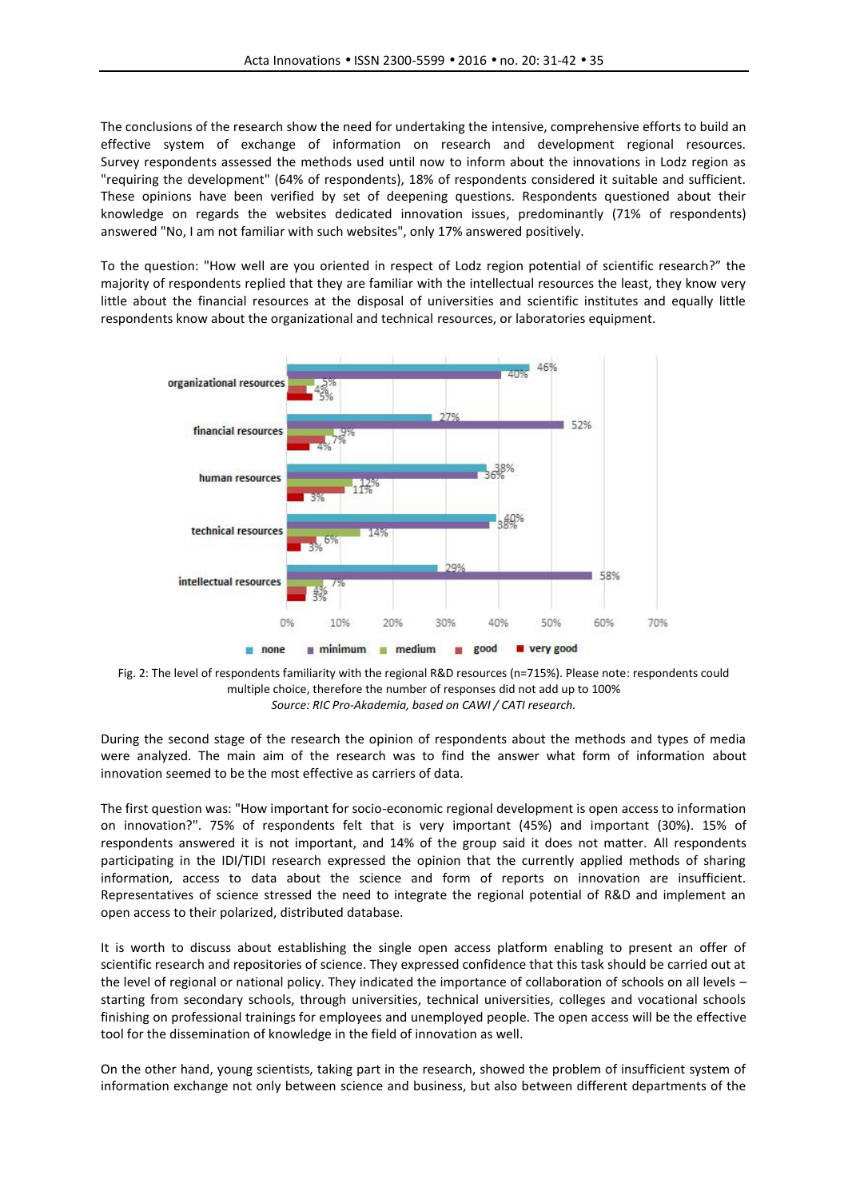The conclusions of the research show the need for undertaking the intensive, comprehensive efforts to build an effective system of exchange of information on research and development regional resources. Survey respondents assessed the methods used until now to inform about the innovations in Lodz region as "requiring the development" (64% of respondents), 18% of respondents considered it suitable and sufficient. These opinions have been verified by set of deepening questions. Respondents questioned about their knowledge on regards the websites dedicated innovation issues, predominantly (71% of respondents) answered "No, I am not familiar with such websites", only 17% answered positively.

To the question: "How well are you oriented in respect of Lodz region potential of scientific research?" the majority of respondents replied that they are familiar with the intellectual resources the least, they know very little about the financial resources at the disposal of universities and scientific institutes and equally little respondents know about the organizational and technical resources, or laboratories equipment.

| | none | minimum | medium | good | very good |
|---|---|---|---|---|---|
| organizational resources | 46% | 40% | 5% | 4% | 5% |
| financial resources | 27% | 52% | 9% | 7% | 4% |
| human resources | 38% | 36% | 12% | 11% | 3% |
| technical resources | 40% | 38% | 14% | 6% | 3% |
| intellectual resources | 29% | 58% | 7% | 4% | 3% |

Fig. 2: The level of respondents familiarity with the regional R&D resources (n=715%). Please note: respondents could multiple choice, therefore the number of responses did not add up to 100%
*Source: RIC Pro-Akademia, based on CAWI / CATI research.*

During the second stage of the research the opinion of respondents about the methods and types of media were analyzed. The main aim of the research was to find the answer what form of information about innovation seemed to be the most effective as carriers of data.

The first question was: "How important for socio-economic regional development is open access to information on innovation?". 75% of respondents felt that is very important (45%) and important (30%). 15% of respondents answered it is not important, and 14% of the group said it does not matter. All respondents participating in the IDI/TIDI research expressed the opinion that the currently applied methods of sharing information, access to data about the science and form of reports on innovation are insufficient. Representatives of science stressed the need to integrate the regional potential of R&D and implement an open access to their polarized, distributed database.

It is worth to discuss about establishing the single open access platform enabling to present an offer of scientific research and repositories of science. They expressed confidence that this task should be carried out at the level of regional or national policy. They indicated the importance of collaboration of schools on all levels – starting from secondary schools, through universities, technical universities, colleges and vocational schools finishing on professional trainings for employees and unemployed people. The open access will be the effective tool for the dissemination of knowledge in the field of innovation as well.

On the other hand, young scientists, taking part in the research, showed the problem of insufficient system of information exchange not only between science and business, but also between different departments of the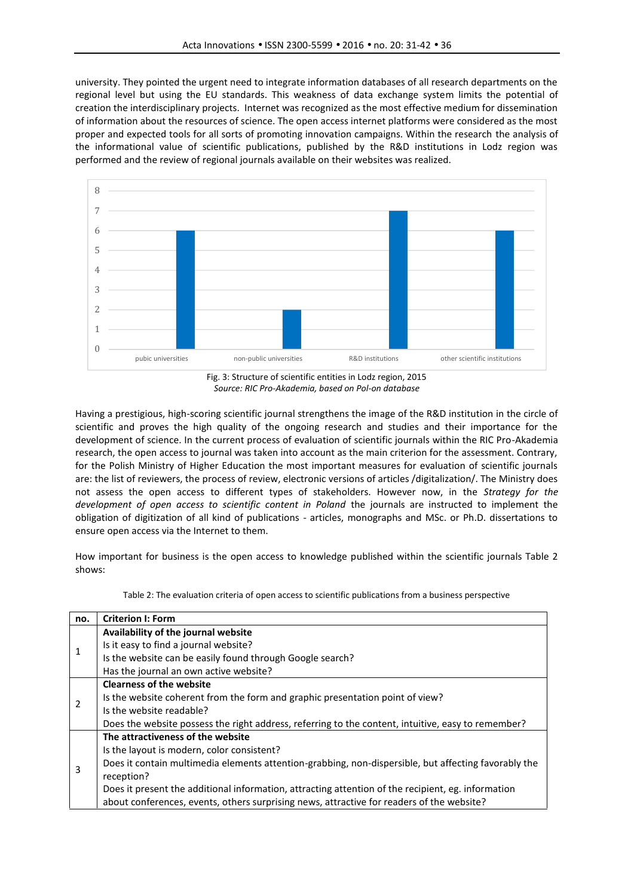university. They pointed the urgent need to integrate information databases of all research departments on the regional level but using the EU standards. This weakness of data exchange system limits the potential of creation the interdisciplinary projects. Internet was recognized as the most effective medium for dissemination of information about the resources of science. The open access internet platforms were considered as the most proper and expected tools for all sorts of promoting innovation campaigns. Within the research the analysis of the informational value of scientific publications, published by the R&D institutions in Lodz region was performed and the review of regional journals available on their websites was realized.

Fig. 3: Structure of scientific entities in Lodz region, 2015

*Source: RIC Pro-Akademia, based on Pol-on database*

Having a prestigious, high-scoring scientific journal strengthens the image of the R&D institution in the circle of scientific and proves the high quality of the ongoing research and studies and their importance for the development of science. In the current process of evaluation of scientific journals within the RIC Pro-Akademia research, the open access to journal was taken into account as the main criterion for the assessment. Contrary, for the Polish Ministry of Higher Education the most important measures for evaluation of scientific journals are: the list of reviewers, the process of review, electronic versions of articles /digitalization/. The Ministry does not assess the open access to different types of stakeholders. However now, in the *Strategy for the development of open access to scientific content in Poland* the journals are instructed to implement the obligation of digitization of all kind of publications - articles, monographs and MSc. or Ph.D. dissertations to ensure open access via the Internet to them.

How important for business is the open access to knowledge published within the scientific journals Table 2 shows:

Table 2: The evaluation criteria of open access to scientific publications from a business perspective

| no. | Criterion I: Form |
|---|---|
| 1 | **Availability of the journal website**<br>Is it easy to find a journal website?<br>Is the website can be easily found through Google search?<br>Has the journal an own active website? |
| 2 | **Clearness of the website**<br>Is the website coherent from the form and graphic presentation point of view?<br>Is the website readable?<br>Does the website possess the right address, referring to the content, intuitive, easy to remember? |
| 3 | **The attractiveness of the website**<br>Is the layout is modern, color consistent?<br>Does it contain multimedia elements attention-grabbing, non-dispersible, but affecting favorably the reception?<br>Does it present the additional information, attracting attention of the recipient, eg. information about conferences, events, others surprising news, attractive for readers of the website? |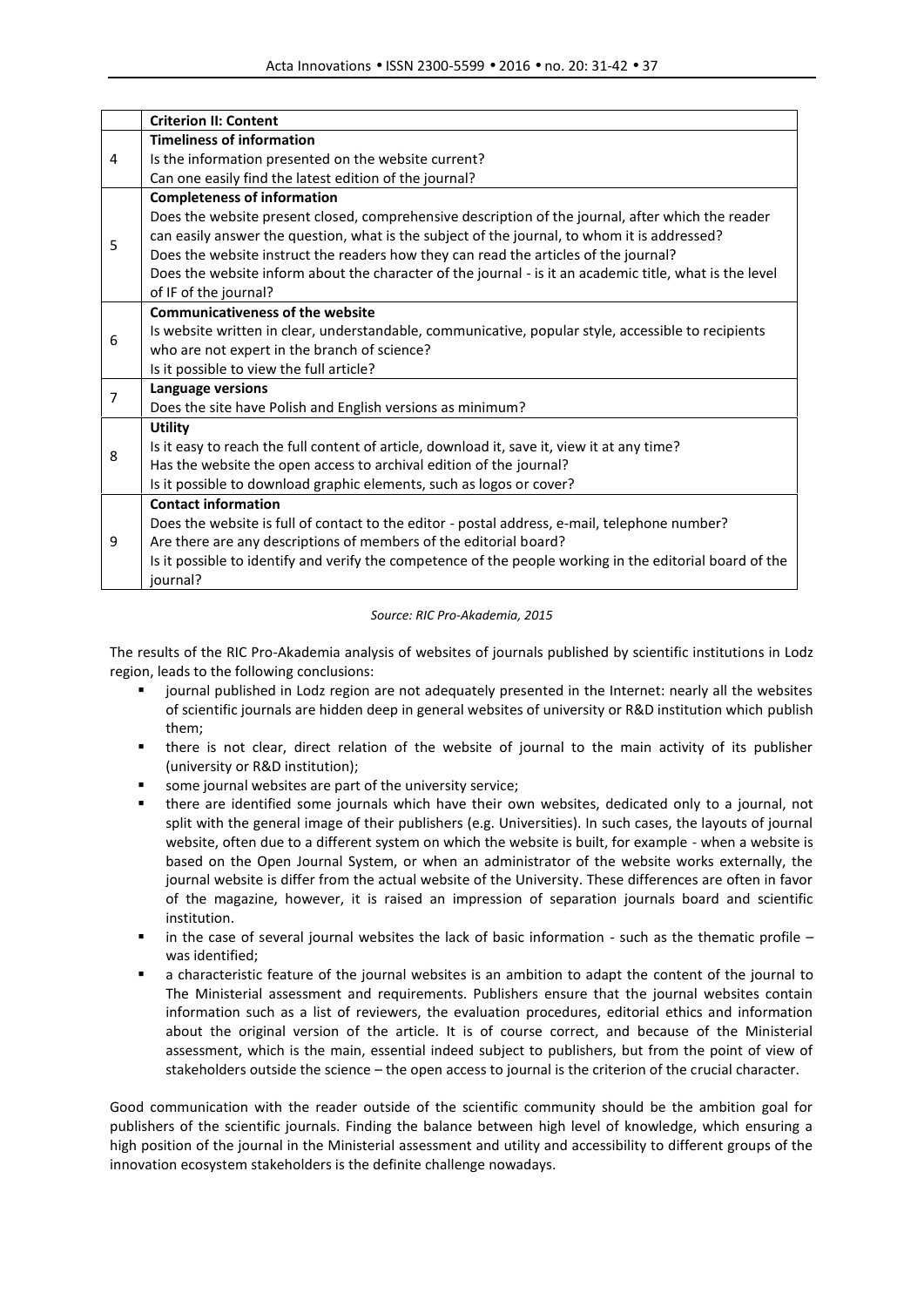| | Criterion II: Content |
|---|---|
| 4 | **Timeliness of information**<br>Is the information presented on the website current?<br>Can one easily find the latest edition of the journal? |
| 5 | **Completeness of information**<br>Does the website present closed, comprehensive description of the journal, after which the reader can easily answer the question, what is the subject of the journal, to whom it is addressed?<br>Does the website instruct the readers how they can read the articles of the journal?<br>Does the website inform about the character of the journal - is it an academic title, what is the level of IF of the journal? |
| 6 | **Communicativeness of the website**<br>Is website written in clear, understandable, communicative, popular style, accessible to recipients who are not expert in the branch of science?<br>Is it possible to view the full article? |
| 7 | **Language versions**<br>Does the site have Polish and English versions as minimum? |
| 8 | **Utility**<br>Is it easy to reach the full content of article, download it, save it, view it at any time?<br>Has the website the open access to archival edition of the journal?<br>Is it possible to download graphic elements, such as logos or cover? |
| 9 | **Contact information**<br>Does the website is full of contact to the editor - postal address, e-mail, telephone number?<br>Are there are any descriptions of members of the editorial board?<br>Is it possible to identify and verify the competence of the people working in the editorial board of the journal? |

*Source: RIC Pro-Akademia, 2015*

The results of the RIC Pro-Akademia analysis of websites of journals published by scientific institutions in Lodz region, leads to the following conclusions:

- journal published in Lodz region are not adequately presented in the Internet: nearly all the websites of scientific journals are hidden deep in general websites of university or R&D institution which publish them;
- there is not clear, direct relation of the website of journal to the main activity of its publisher (university or R&D institution);
- some journal websites are part of the university service;
- there are identified some journals which have their own websites, dedicated only to a journal, not split with the general image of their publishers (e.g. Universities). In such cases, the layouts of journal website, often due to a different system on which the website is built, for example - when a website is based on the Open Journal System, or when an administrator of the website works externally, the journal website is differ from the actual website of the University. These differences are often in favor of the magazine, however, it is raised an impression of separation journals board and scientific institution.
- in the case of several journal websites the lack of basic information - such as the thematic profile – was identified;
- a characteristic feature of the journal websites is an ambition to adapt the content of the journal to The Ministerial assessment and requirements. Publishers ensure that the journal websites contain information such as a list of reviewers, the evaluation procedures, editorial ethics and information about the original version of the article. It is of course correct, and because of the Ministerial assessment, which is the main, essential indeed subject to publishers, but from the point of view of stakeholders outside the science – the open access to journal is the criterion of the crucial character.

Good communication with the reader outside of the scientific community should be the ambition goal for publishers of the scientific journals. Finding the balance between high level of knowledge, which ensuring a high position of the journal in the Ministerial assessment and utility and accessibility to different groups of the innovation ecosystem stakeholders is the definite challenge nowadays.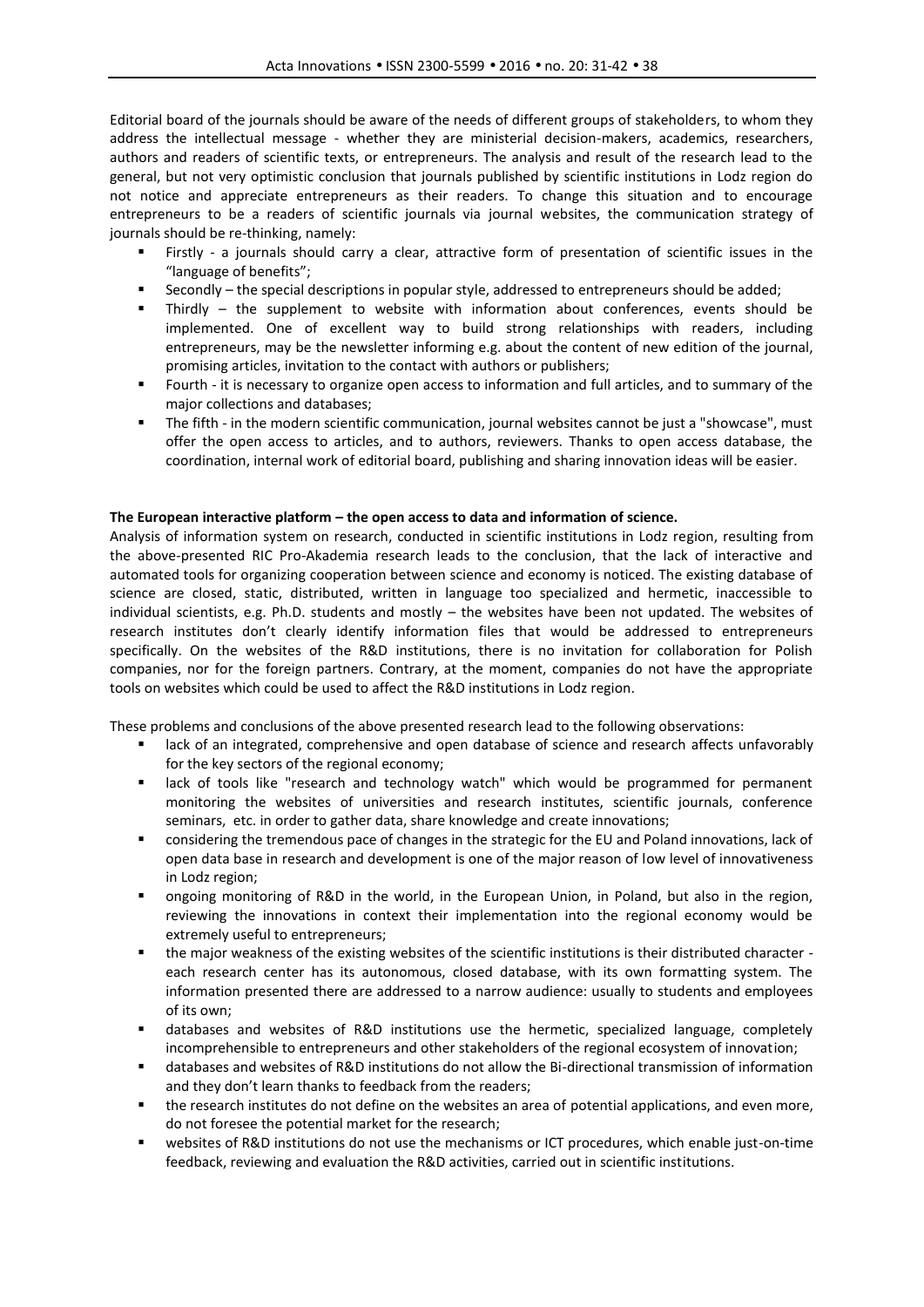Editorial board of the journals should be aware of the needs of different groups of stakeholders, to whom they address the intellectual message - whether they are ministerial decision-makers, academics, researchers, authors and readers of scientific texts, or entrepreneurs. The analysis and result of the research lead to the general, but not very optimistic conclusion that journals published by scientific institutions in Lodz region do not notice and appreciate entrepreneurs as their readers. To change this situation and to encourage entrepreneurs to be a readers of scientific journals via journal websites, the communication strategy of journals should be re-thinking, namely:

- Firstly - a journals should carry a clear, attractive form of presentation of scientific issues in the "language of benefits";
- Secondly – the special descriptions in popular style, addressed to entrepreneurs should be added;
- Thirdly – the supplement to website with information about conferences, events should be implemented. One of excellent way to build strong relationships with readers, including entrepreneurs, may be the newsletter informing e.g. about the content of new edition of the journal, promising articles, invitation to the contact with authors or publishers;
- Fourth - it is necessary to organize open access to information and full articles, and to summary of the major collections and databases;
- The fifth - in the modern scientific communication, journal websites cannot be just a "showcase", must offer the open access to articles, and to authors, reviewers. Thanks to open access database, the coordination, internal work of editorial board, publishing and sharing innovation ideas will be easier.

**The European interactive platform – the open access to data and information of science.**

Analysis of information system on research, conducted in scientific institutions in Lodz region, resulting from the above-presented RIC Pro-Akademia research leads to the conclusion, that the lack of interactive and automated tools for organizing cooperation between science and economy is noticed. The existing database of science are closed, static, distributed, written in language too specialized and hermetic, inaccessible to individual scientists, e.g. Ph.D. students and mostly – the websites have been not updated. The websites of research institutes don't clearly identify information files that would be addressed to entrepreneurs specifically. On the websites of the R&D institutions, there is no invitation for collaboration for Polish companies, nor for the foreign partners. Contrary, at the moment, companies do not have the appropriate tools on websites which could be used to affect the R&D institutions in Lodz region.

These problems and conclusions of the above presented research lead to the following observations:

- lack of an integrated, comprehensive and open database of science and research affects unfavorably for the key sectors of the regional economy;
- lack of tools like "research and technology watch" which would be programmed for permanent monitoring the websites of universities and research institutes, scientific journals, conference seminars, etc. in order to gather data, share knowledge and create innovations;
- considering the tremendous pace of changes in the strategic for the EU and Poland innovations, lack of open data base in research and development is one of the major reason of low level of innovativeness in Lodz region;
- ongoing monitoring of R&D in the world, in the European Union, in Poland, but also in the region, reviewing the innovations in context their implementation into the regional economy would be extremely useful to entrepreneurs;
- the major weakness of the existing websites of the scientific institutions is their distributed character - each research center has its autonomous, closed database, with its own formatting system. The information presented there are addressed to a narrow audience: usually to students and employees of its own;
- databases and websites of R&D institutions use the hermetic, specialized language, completely incomprehensible to entrepreneurs and other stakeholders of the regional ecosystem of innovation;
- databases and websites of R&D institutions do not allow the Bi-directional transmission of information and they don't learn thanks to feedback from the readers;
- the research institutes do not define on the websites an area of potential applications, and even more, do not foresee the potential market for the research;
- websites of R&D institutions do not use the mechanisms or ICT procedures, which enable just-on-time feedback, reviewing and evaluation the R&D activities, carried out in scientific institutions.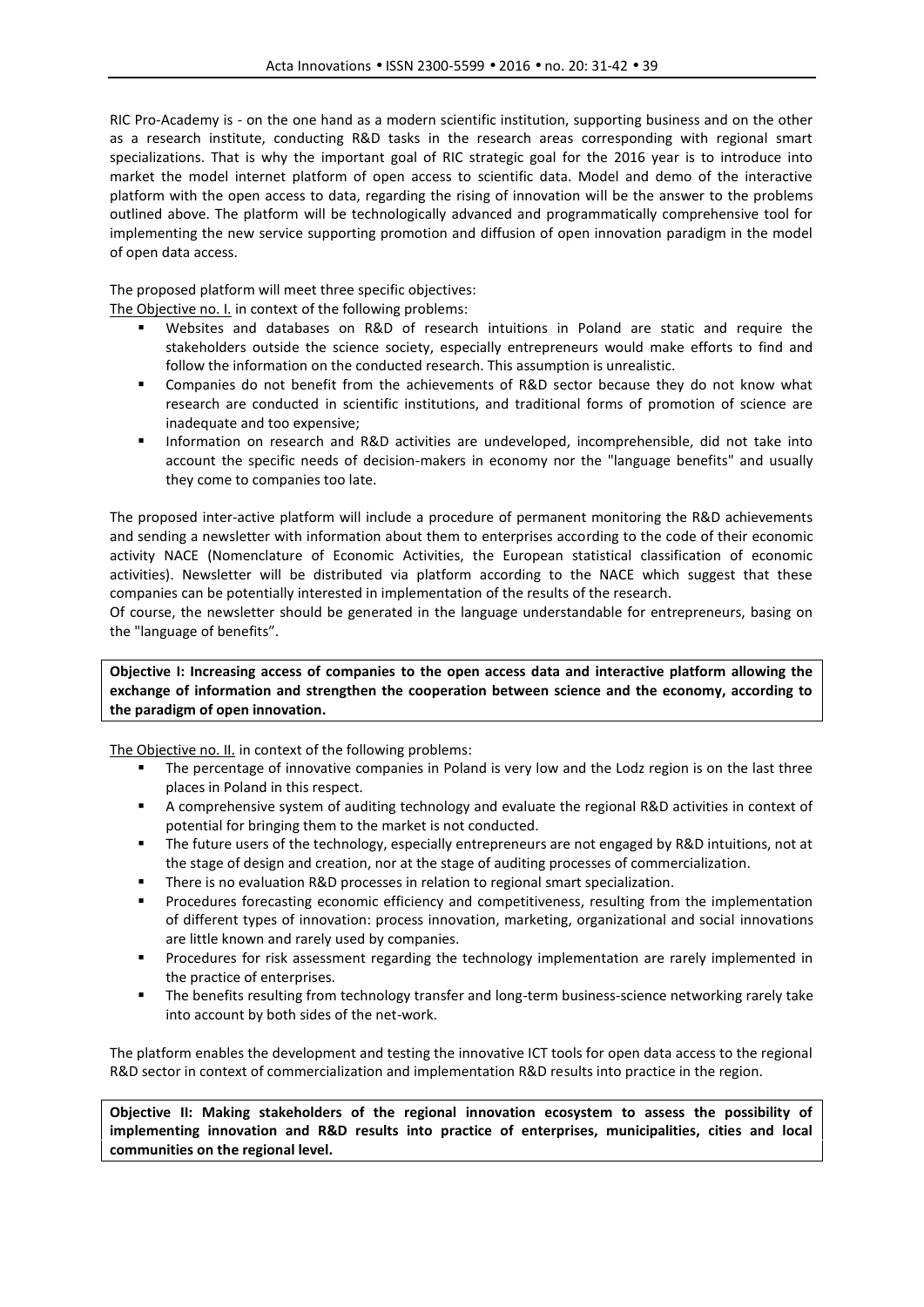RIC Pro-Academy is - on the one hand as a modern scientific institution, supporting business and on the other as a research institute, conducting R&D tasks in the research areas corresponding with regional smart specializations. That is why the important goal of RIC strategic goal for the 2016 year is to introduce into market the model internet platform of open access to scientific data. Model and demo of the interactive platform with the open access to data, regarding the rising of innovation will be the answer to the problems outlined above. The platform will be technologically advanced and programmatically comprehensive tool for implementing the new service supporting promotion and diffusion of open innovation paradigm in the model of open data access.

The proposed platform will meet three specific objectives:

The Objective no. I. in context of the following problems:

- Websites and databases on R&D of research intuitions in Poland are static and require the stakeholders outside the science society, especially entrepreneurs would make efforts to find and follow the information on the conducted research. This assumption is unrealistic.
- Companies do not benefit from the achievements of R&D sector because they do not know what research are conducted in scientific institutions, and traditional forms of promotion of science are inadequate and too expensive;
- Information on research and R&D activities are undeveloped, incomprehensible, did not take into account the specific needs of decision-makers in economy nor the "language benefits" and usually they come to companies too late.

The proposed inter-active platform will include a procedure of permanent monitoring the R&D achievements and sending a newsletter with information about them to enterprises according to the code of their economic activity NACE (Nomenclature of Economic Activities, the European statistical classification of economic activities). Newsletter will be distributed via platform according to the NACE which suggest that these companies can be potentially interested in implementation of the results of the research.

Of course, the newsletter should be generated in the language understandable for entrepreneurs, basing on the "language of benefits".

**Objective I: Increasing access of companies to the open access data and interactive platform allowing the exchange of information and strengthen the cooperation between science and the economy, according to the paradigm of open innovation.**

The Objective no. II. in context of the following problems:

- The percentage of innovative companies in Poland is very low and the Lodz region is on the last three places in Poland in this respect.
- A comprehensive system of auditing technology and evaluate the regional R&D activities in context of potential for bringing them to the market is not conducted.
- The future users of the technology, especially entrepreneurs are not engaged by R&D intuitions, not at the stage of design and creation, nor at the stage of auditing processes of commercialization.
- There is no evaluation R&D processes in relation to regional smart specialization.
- Procedures forecasting economic efficiency and competitiveness, resulting from the implementation of different types of innovation: process innovation, marketing, organizational and social innovations are little known and rarely used by companies.
- Procedures for risk assessment regarding the technology implementation are rarely implemented in the practice of enterprises.
- The benefits resulting from technology transfer and long-term business-science networking rarely take into account by both sides of the net-work.

The platform enables the development and testing the innovative ICT tools for open data access to the regional R&D sector in context of commercialization and implementation R&D results into practice in the region.

**Objective II: Making stakeholders of the regional innovation ecosystem to assess the possibility of implementing innovation and R&D results into practice of enterprises, municipalities, cities and local communities on the regional level.**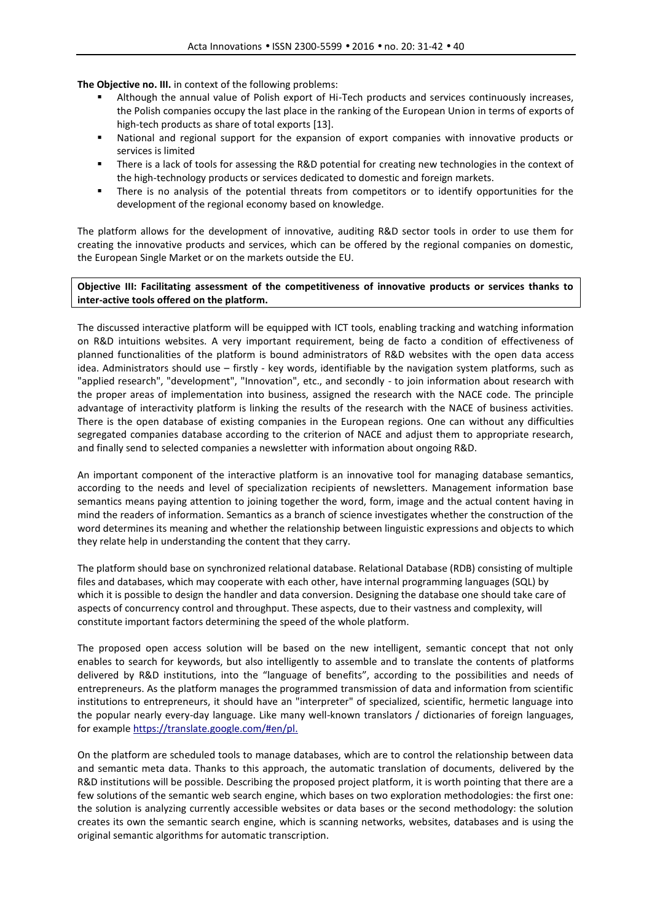**The Objective no. III.** in context of the following problems:

- Although the annual value of Polish export of Hi-Tech products and services continuously increases, the Polish companies occupy the last place in the ranking of the European Union in terms of exports of high-tech products as share of total exports [13].
- National and regional support for the expansion of export companies with innovative products or services is limited
- There is a lack of tools for assessing the R&D potential for creating new technologies in the context of the high-technology products or services dedicated to domestic and foreign markets.
- There is no analysis of the potential threats from competitors or to identify opportunities for the development of the regional economy based on knowledge.

The platform allows for the development of innovative, auditing R&D sector tools in order to use them for creating the innovative products and services, which can be offered by the regional companies on domestic, the European Single Market or on the markets outside the EU.

**Objective III: Facilitating assessment of the competitiveness of innovative products or services thanks to inter-active tools offered on the platform.**

The discussed interactive platform will be equipped with ICT tools, enabling tracking and watching information on R&D intuitions websites. A very important requirement, being de facto a condition of effectiveness of planned functionalities of the platform is bound administrators of R&D websites with the open data access idea. Administrators should use – firstly - key words, identifiable by the navigation system platforms, such as "applied research", "development", "Innovation", etc., and secondly - to join information about research with the proper areas of implementation into business, assigned the research with the NACE code. The principle advantage of interactivity platform is linking the results of the research with the NACE of business activities. There is the open database of existing companies in the European regions. One can without any difficulties segregated companies database according to the criterion of NACE and adjust them to appropriate research, and finally send to selected companies a newsletter with information about ongoing R&D.

An important component of the interactive platform is an innovative tool for managing database semantics, according to the needs and level of specialization recipients of newsletters. Management information base semantics means paying attention to joining together the word, form, image and the actual content having in mind the readers of information. Semantics as a branch of science investigates whether the construction of the word determines its meaning and whether the relationship between linguistic expressions and objects to which they relate help in understanding the content that they carry.

The platform should base on synchronized relational database. Relational Database (RDB) consisting of multiple files and databases, which may cooperate with each other, have internal programming languages (SQL) by which it is possible to design the handler and data conversion. Designing the database one should take care of aspects of concurrency control and throughput. These aspects, due to their vastness and complexity, will constitute important factors determining the speed of the whole platform.

The proposed open access solution will be based on the new intelligent, semantic concept that not only enables to search for keywords, but also intelligently to assemble and to translate the contents of platforms delivered by R&D institutions, into the "language of benefits", according to the possibilities and needs of entrepreneurs. As the platform manages the programmed transmission of data and information from scientific institutions to entrepreneurs, it should have an "interpreter" of specialized, scientific, hermetic language into the popular nearly every-day language. Like many well-known translators / dictionaries of foreign languages, for example https://translate.google.com/#en/pl.

On the platform are scheduled tools to manage databases, which are to control the relationship between data and semantic meta data. Thanks to this approach, the automatic translation of documents, delivered by the R&D institutions will be possible. Describing the proposed project platform, it is worth pointing that there are a few solutions of the semantic web search engine, which bases on two exploration methodologies: the first one: the solution is analyzing currently accessible websites or data bases or the second methodology: the solution creates its own the semantic search engine, which is scanning networks, websites, databases and is using the original semantic algorithms for automatic transcription.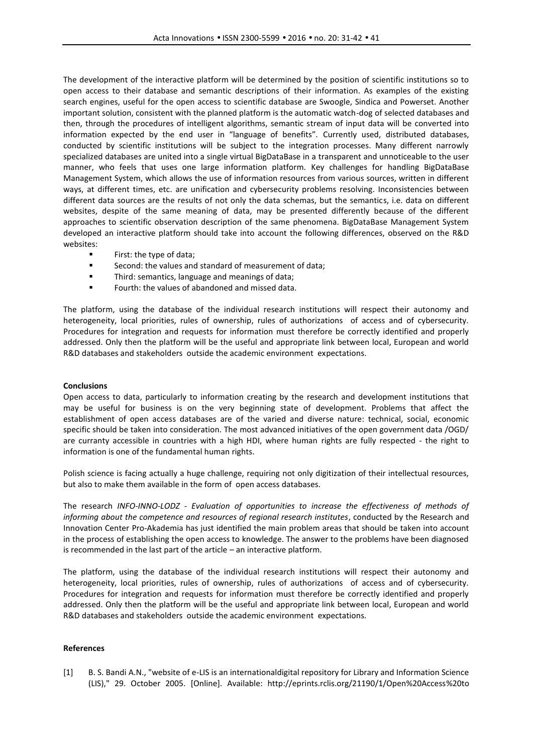The development of the interactive platform will be determined by the position of scientific institutions so to open access to their database and semantic descriptions of their information. As examples of the existing search engines, useful for the open access to scientific database are Swoogle, Sindica and Powerset. Another important solution, consistent with the planned platform is the automatic watch-dog of selected databases and then, through the procedures of intelligent algorithms, semantic stream of input data will be converted into information expected by the end user in "language of benefits". Currently used, distributed databases, conducted by scientific institutions will be subject to the integration processes. Many different narrowly specialized databases are united into a single virtual BigDataBase in a transparent and unnoticeable to the user manner, who feels that uses one large information platform. Key challenges for handling BigDataBase Management System, which allows the use of information resources from various sources, written in different ways, at different times, etc. are unification and cybersecurity problems resolving. Inconsistencies between different data sources are the results of not only the data schemas, but the semantics, i.e. data on different websites, despite of the same meaning of data, may be presented differently because of the different approaches to scientific observation description of the same phenomena. BigDataBase Management System developed an interactive platform should take into account the following differences, observed on the R&D websites:

- First: the type of data;
- Second: the values and standard of measurement of data;
- Third: semantics, language and meanings of data;
- Fourth: the values of abandoned and missed data.

The platform, using the database of the individual research institutions will respect their autonomy and heterogeneity, local priorities, rules of ownership, rules of authorizations of access and of cybersecurity. Procedures for integration and requests for information must therefore be correctly identified and properly addressed. Only then the platform will be the useful and appropriate link between local, European and world R&D databases and stakeholders outside the academic environment expectations.

**Conclusions**

Open access to data, particularly to information creating by the research and development institutions that may be useful for business is on the very beginning state of development. Problems that affect the establishment of open access databases are of the varied and diverse nature: technical, social, economic specific should be taken into consideration. The most advanced initiatives of the open government data /OGD/ are curranty accessible in countries with a high HDI, where human rights are fully respected - the right to information is one of the fundamental human rights.

Polish science is facing actually a huge challenge, requiring not only digitization of their intellectual resources, but also to make them available in the form of open access databases.

The research *INFO-INNO-LODZ - Evaluation of opportunities to increase the effectiveness of methods of informing about the competence and resources of regional research institutes*, conducted by the Research and Innovation Center Pro-Akademia has just identified the main problem areas that should be taken into account in the process of establishing the open access to knowledge. The answer to the problems have been diagnosed is recommended in the last part of the article – an interactive platform.

The platform, using the database of the individual research institutions will respect their autonomy and heterogeneity, local priorities, rules of ownership, rules of authorizations of access and of cybersecurity. Procedures for integration and requests for information must therefore be correctly identified and properly addressed. Only then the platform will be the useful and appropriate link between local, European and world R&D databases and stakeholders outside the academic environment expectations.

**References**

[1] B. S. Bandi A.N., "website of e-LIS is an internationaldigital repository for Library and Information Science (LIS)," 29. October 2005. [Online]. Available: http://eprints.rclis.org/21190/1/Open%20Access%20to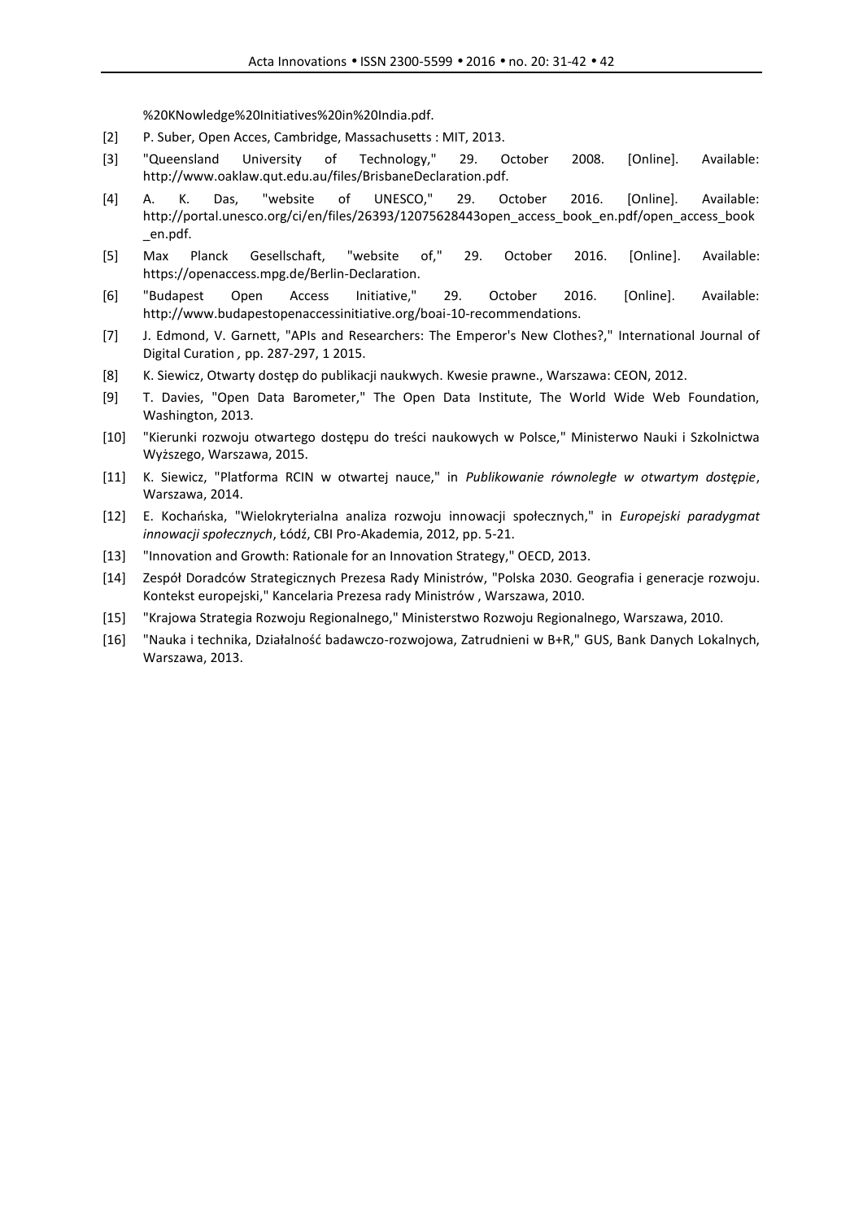%20KNowledge%20Initiatives%20in%20India.pdf.

[2] P. Suber, Open Acces, Cambridge, Massachusetts : MIT, 2013.

[3] "Queensland University of Technology," 29. October 2008. [Online]. Available: http://www.oaklaw.qut.edu.au/files/BrisbaneDeclaration.pdf.

[4] A. K. Das, "website of UNESCO," 29. October 2016. [Online]. Available: http://portal.unesco.org/ci/en/files/26393/12075628443open_access_book_en.pdf/open_access_book_en.pdf.

[5] Max Planck Gesellschaft, "website of," 29. October 2016. [Online]. Available: https://openaccess.mpg.de/Berlin-Declaration.

[6] "Budapest Open Access Initiative," 29. October 2016. [Online]. Available: http://www.budapestopenaccessinitiative.org/boai-10-recommendations.

[7] J. Edmond, V. Garnett, "APIs and Researchers: The Emperor's New Clothes?," International Journal of Digital Curation , pp. 287-297, 1 2015.

[8] K. Siewicz, Otwarty dostęp do publikacji naukwych. Kwesie prawne., Warszawa: CEON, 2012.

[9] T. Davies, "Open Data Barometer," The Open Data Institute, The World Wide Web Foundation, Washington, 2013.

[10] "Kierunki rozwoju otwartego dostępu do treści naukowych w Polsce," Ministerwo Nauki i Szkolnictwa Wyższego, Warszawa, 2015.

[11] K. Siewicz, "Platforma RCIN w otwartej nauce," in *Publikowanie równoległe w otwartym dostępie*, Warszawa, 2014.

[12] E. Kochańska, "Wielokryterialna analiza rozwoju innowacji społecznych," in *Europejski paradygmat innowacji społecznych*, Łódź, CBI Pro-Akademia, 2012, pp. 5-21.

[13] "Innovation and Growth: Rationale for an Innovation Strategy," OECD, 2013.

[14] Zespół Doradców Strategicznych Prezesa Rady Ministrów, "Polska 2030. Geografia i generacje rozwoju. Kontekst europejski," Kancelaria Prezesa rady Ministrów , Warszawa, 2010.

[15] "Krajowa Strategia Rozwoju Regionalnego," Ministerstwo Rozwoju Regionalnego, Warszawa, 2010.

[16] "Nauka i technika, Działalność badawczo-rozwojowa, Zatrudnieni w B+R," GUS, Bank Danych Lokalnych, Warszawa, 2013.